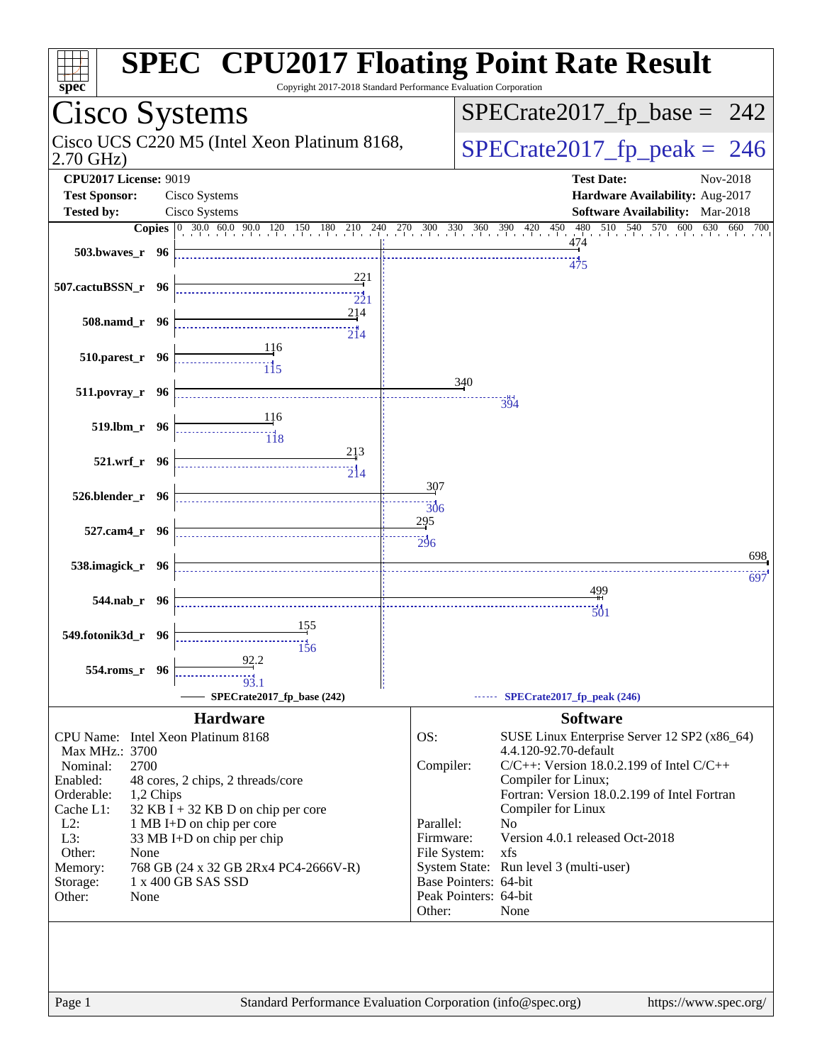# SPEC CPU2017 Floating Point Rate Result

Copyright 2017-2018 Standard Performance Evaluation Corporation

## Cisco Systems

Cisco UCS C220 M5 (Intel Xeon Platinum 8168, 2.70 GHz)

SPECrate2017_fp_base = 242

SPECrate2017_fp_peak = 246

**CPU2017 License:** 9019
**Test Sponsor:** Cisco Systems
**Tested by:** Cisco Systems

**Test Date:** Nov-2018
**Hardware Availability:** Aug-2017
**Software Availability:** Mar-2018

| Benchmark | Copies | Base | Peak |
|---|---|---|---|
| 503.bwaves_r | 96 | 474 | 475 |
| 507.cactuBSSN_r | 96 | 221 | 221 |
| 508.namd_r | 96 | 214 | 214 |
| 510.parest_r | 96 | 116 | 115 |
| 511.povray_r | 96 | 340 | 394 |
| 519.lbm_r | 96 | 116 | 118 |
| 521.wrf_r | 96 | 213 | 214 |
| 526.blender_r | 96 | 307 | 306 |
| 527.cam4_r | 96 | 295 | 296 |
| 538.imagick_r | 96 | 698 | 697 |
| 544.nab_r | 96 | 499 | 501 |
| 549.fotonik3d_r | 96 | 155 | 156 |
| 554.roms_r | 96 | 92.2 | 93.1 |

SPECrate2017_fp_base (242) — SPECrate2017_fp_peak (246)

## Hardware

| | |
|---|---|
| CPU Name: | Intel Xeon Platinum 8168 |
| Max MHz.: | 3700 |
| Nominal: | 2700 |
| Enabled: | 48 cores, 2 chips, 2 threads/core |
| Orderable: | 1,2 Chips |
| Cache L1: | 32 KB I + 32 KB D on chip per core |
| L2: | 1 MB I+D on chip per core |
| L3: | 33 MB I+D on chip per chip |
| Other: | None |
| Memory: | 768 GB (24 x 32 GB 2Rx4 PC4-2666V-R) |
| Storage: | 1 x 400 GB SAS SSD |
| Other: | None |

## Software

| | |
|---|---|
| OS: | SUSE Linux Enterprise Server 12 SP2 (x86_64) 4.4.120-92.70-default |
| Compiler: | C/C++: Version 18.0.2.199 of Intel C/C++ Compiler for Linux; Fortran: Version 18.0.2.199 of Intel Fortran Compiler for Linux |
| Parallel: | No |
| Firmware: | Version 4.0.1 released Oct-2018 |
| File System: | xfs |
| System State: | Run level 3 (multi-user) |
| Base Pointers: | 64-bit |
| Peak Pointers: | 64-bit |
| Other: | None |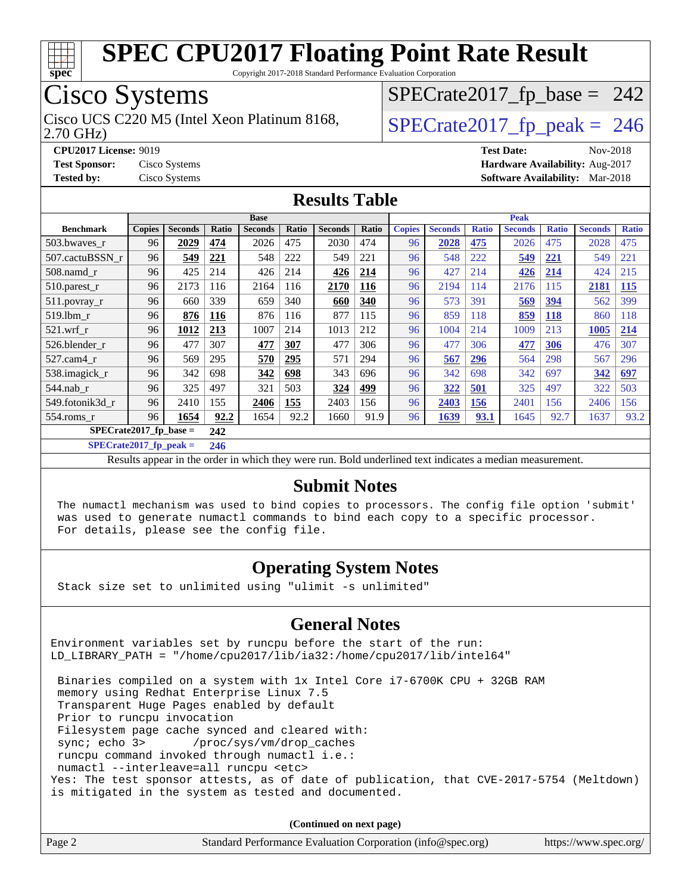# SPEC CPU2017 Floating Point Rate Result

Copyright 2017-2018 Standard Performance Evaluation Corporation

## Cisco Systems

Cisco UCS C220 M5 (Intel Xeon Platinum 8168, 2.70 GHz)

SPECrate2017_fp_base = 242

SPECrate2017_fp_peak = 246

**CPU2017 License:** 9019
**Test Sponsor:** Cisco Systems
**Tested by:** Cisco Systems

**Test Date:** Nov-2018
**Hardware Availability:** Aug-2017
**Software Availability:** Mar-2018

## Results Table

| Benchmark | Base | | | | | | | Peak | | | | | | |
|---|---|---|---|---|---|---|---|---|---|---|---|---|---|---|
| | Copies | Seconds | Ratio | Seconds | Ratio | Seconds | Ratio | Copies | Seconds | Ratio | Seconds | Ratio | Seconds | Ratio |
| 503.bwaves_r | 96 | **2029** | **474** | 2026 | 475 | 2030 | 474 | 96 | **2028** | **475** | 2026 | 475 | 2028 | 475 |
| 507.cactuBSSN_r | 96 | **549** | **221** | 548 | 222 | 549 | 221 | 96 | 548 | 222 | **549** | **221** | 549 | 221 |
| 508.namd_r | 96 | 425 | 214 | 426 | 214 | **426** | **214** | 96 | 427 | 214 | **426** | **214** | 424 | 215 |
| 510.parest_r | 96 | 2173 | 116 | 2164 | 116 | **2170** | **116** | 96 | 2194 | 114 | 2176 | 115 | **2181** | **115** |
| 511.povray_r | 96 | 660 | 339 | 659 | 340 | **660** | **340** | 96 | 573 | 391 | **569** | **394** | 562 | 399 |
| 519.lbm_r | 96 | **876** | **116** | 876 | 116 | 877 | 115 | 96 | 859 | 118 | **859** | **118** | 860 | 118 |
| 521.wrf_r | 96 | **1012** | **213** | 1007 | 214 | 1013 | 212 | 96 | 1004 | 214 | 1009 | 213 | **1005** | **214** |
| 526.blender_r | 96 | 477 | 307 | **477** | **307** | 477 | 306 | 96 | 477 | 306 | **477** | **306** | 476 | 307 |
| 527.cam4_r | 96 | 569 | 295 | **570** | **295** | 571 | 294 | 96 | **567** | **296** | 564 | 298 | 567 | 296 |
| 538.imagick_r | 96 | 342 | 698 | **342** | **698** | 343 | 696 | 96 | 342 | 698 | 342 | 697 | **342** | **697** |
| 544.nab_r | 96 | 325 | 497 | 321 | 503 | **324** | **499** | 96 | **322** | **501** | 325 | 497 | 322 | 503 |
| 549.fotonik3d_r | 96 | 2410 | 155 | **2406** | **155** | 2403 | 156 | 96 | **2403** | **156** | 2401 | 156 | 2406 | 156 |
| 554.roms_r | 96 | **1654** | **92.2** | 1654 | 92.2 | 1660 | 91.9 | 96 | **1639** | **93.1** | 1645 | 92.7 | 1637 | 93.2 |

**SPECrate2017_fp_base = 242**

**SPECrate2017_fp_peak = 246**

Results appear in the order in which they were run. Bold underlined text indicates a median measurement.

## Submit Notes

```
The numactl mechanism was used to bind copies to processors. The config file option 'submit'
was used to generate numactl commands to bind each copy to a specific processor.
For details, please see the config file.
```

## Operating System Notes

```
Stack size set to unlimited using "ulimit -s unlimited"
```

## General Notes

```
Environment variables set by runcpu before the start of the run:
LD_LIBRARY_PATH = "/home/cpu2017/lib/ia32:/home/cpu2017/lib/intel64"

 Binaries compiled on a system with 1x Intel Core i7-6700K CPU + 32GB RAM
 memory using Redhat Enterprise Linux 7.5
 Transparent Huge Pages enabled by default
 Prior to runcpu invocation
 Filesystem page cache synced and cleared with:
 sync; echo 3>       /proc/sys/vm/drop_caches
 runcpu command invoked through numactl i.e.:
 numactl --interleave=all runcpu <etc>
Yes: The test sponsor attests, as of date of publication, that CVE-2017-5754 (Meltdown)
is mitigated in the system as tested and documented.
```

**(Continued on next page)**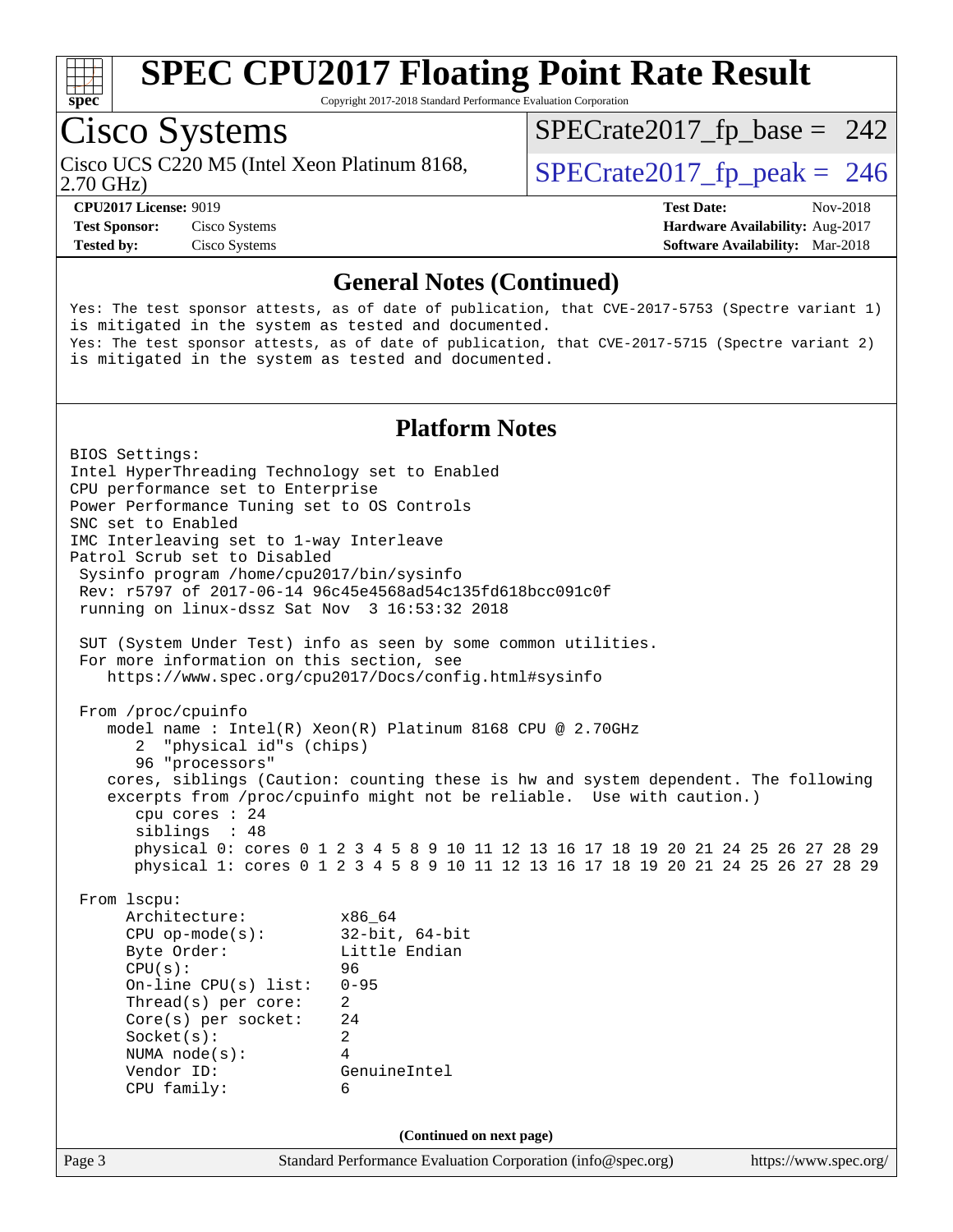# SPEC CPU2017 Floating Point Rate Result

Copyright 2017-2018 Standard Performance Evaluation Corporation

## Cisco Systems

Cisco UCS C220 M5 (Intel Xeon Platinum 8168, 2.70 GHz)

SPECrate2017_fp_base = 242

SPECrate2017_fp_peak = 246

**CPU2017 License:** 9019
**Test Sponsor:** Cisco Systems
**Tested by:** Cisco Systems

**Test Date:** Nov-2018
**Hardware Availability:** Aug-2017
**Software Availability:** Mar-2018

### General Notes (Continued)

```
Yes: The test sponsor attests, as of date of publication, that CVE-2017-5753 (Spectre variant 1)
is mitigated in the system as tested and documented.
Yes: The test sponsor attests, as of date of publication, that CVE-2017-5715 (Spectre variant 2)
is mitigated in the system as tested and documented.
```

### Platform Notes

```
BIOS Settings:
Intel HyperThreading Technology set to Enabled
CPU performance set to Enterprise
Power Performance Tuning set to OS Controls
SNC set to Enabled
IMC Interleaving set to 1-way Interleave
Patrol Scrub set to Disabled
 Sysinfo program /home/cpu2017/bin/sysinfo
 Rev: r5797 of 2017-06-14 96c45e4568ad54c135fd618bcc091c0f
 running on linux-dssz Sat Nov  3 16:53:32 2018

 SUT (System Under Test) info as seen by some common utilities.
 For more information on this section, see
    https://www.spec.org/cpu2017/Docs/config.html#sysinfo

 From /proc/cpuinfo
    model name : Intel(R) Xeon(R) Platinum 8168 CPU @ 2.70GHz
       2  "physical id"s (chips)
       96 "processors"
    cores, siblings (Caution: counting these is hw and system dependent. The following
    excerpts from /proc/cpuinfo might not be reliable.  Use with caution.)
       cpu cores : 24
       siblings  : 48
       physical 0: cores 0 1 2 3 4 5 8 9 10 11 12 13 16 17 18 19 20 21 24 25 26 27 28 29
       physical 1: cores 0 1 2 3 4 5 8 9 10 11 12 13 16 17 18 19 20 21 24 25 26 27 28 29

 From lscpu:
      Architecture:          x86_64
      CPU op-mode(s):        32-bit, 64-bit
      Byte Order:            Little Endian
      CPU(s):                96
      On-line CPU(s) list:   0-95
      Thread(s) per core:    2
      Core(s) per socket:    24
      Socket(s):             2
      NUMA node(s):          4
      Vendor ID:             GenuineIntel
      CPU family:            6
```

(Continued on next page)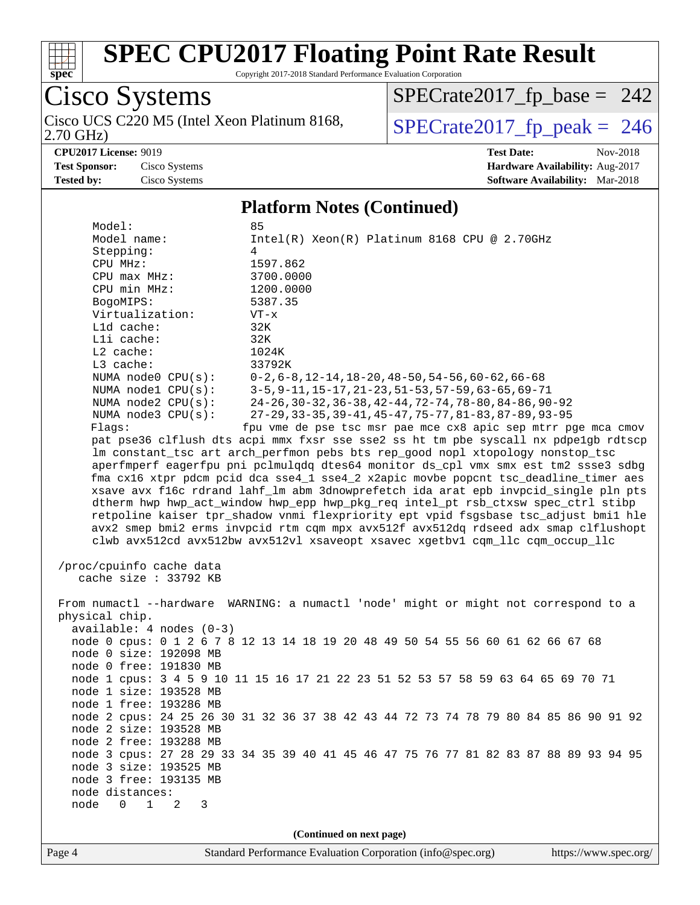# SPEC CPU2017 Floating Point Rate Result

Copyright 2017-2018 Standard Performance Evaluation Corporation

**Cisco Systems**

Cisco UCS C220 M5 (Intel Xeon Platinum 8168, 2.70 GHz)

SPECrate2017_fp_base = 242

SPECrate2017_fp_peak = 246

**CPU2017 License:** 9019
**Test Sponsor:** Cisco Systems
**Tested by:** Cisco Systems

**Test Date:** Nov-2018
**Hardware Availability:** Aug-2017
**Software Availability:** Mar-2018

## Platform Notes (Continued)

```
    Model:                 85
    Model name:            Intel(R) Xeon(R) Platinum 8168 CPU @ 2.70GHz
    Stepping:              4
    CPU MHz:               1597.862
    CPU max MHz:           3700.0000
    CPU min MHz:           1200.0000
    BogoMIPS:              5387.35
    Virtualization:        VT-x
    L1d cache:             32K
    L1i cache:             32K
    L2 cache:              1024K
    L3 cache:              33792K
    NUMA node0 CPU(s):     0-2,6-8,12-14,18-20,48-50,54-56,60-62,66-68
    NUMA node1 CPU(s):     3-5,9-11,15-17,21-23,51-53,57-59,63-65,69-71
    NUMA node2 CPU(s):     24-26,30-32,36-38,42-44,72-74,78-80,84-86,90-92
    NUMA node3 CPU(s):     27-29,33-35,39-41,45-47,75-77,81-83,87-89,93-95
    Flags:                 fpu vme de pse tsc msr pae mce cx8 apic sep mtrr pge mca cmov
    pat pse36 clflush dts acpi mmx fxsr sse sse2 ss ht tm pbe syscall nx pdpe1gb rdtscp
    lm constant_tsc art arch_perfmon pebs bts rep_good nopl xtopology nonstop_tsc
    aperfmperf eagerfpu pni pclmulqdq dtes64 monitor ds_cpl vmx smx est tm2 ssse3 sdbg
    fma cx16 xtpr pdcm pcid dca sse4_1 sse4_2 x2apic movbe popcnt tsc_deadline_timer aes
    xsave avx f16c rdrand lahf_lm abm 3dnowprefetch ida arat epb invpcid_single pln pts
    dtherm hwp hwp_act_window hwp_epp hwp_pkg_req intel_pt rsb_ctxsw spec_ctrl stibp
    retpoline kaiser tpr_shadow vnmi flexpriority ept vpid fsgsbase tsc_adjust bmi1 hle
    avx2 smep bmi2 erms invpcid rtm cqm mpx avx512f avx512dq rdseed adx smap clflushopt
    clwb avx512cd avx512bw avx512vl xsaveopt xsavec xgetbv1 cqm_llc cqm_occup_llc

 /proc/cpuinfo cache data
    cache size : 33792 KB

 From numactl --hardware  WARNING: a numactl 'node' might or might not correspond to a
 physical chip.
   available: 4 nodes (0-3)
   node 0 cpus: 0 1 2 6 7 8 12 13 14 18 19 20 48 49 50 54 55 56 60 61 62 66 67 68
   node 0 size: 192098 MB
   node 0 free: 191830 MB
   node 1 cpus: 3 4 5 9 10 11 15 16 17 21 22 23 51 52 53 57 58 59 63 64 65 69 70 71
   node 1 size: 193528 MB
   node 1 free: 193286 MB
   node 2 cpus: 24 25 26 30 31 32 36 37 38 42 43 44 72 73 74 78 79 80 84 85 86 90 91 92
   node 2 size: 193528 MB
   node 2 free: 193288 MB
   node 3 cpus: 27 28 29 33 34 35 39 40 41 45 46 47 75 76 77 81 82 83 87 88 89 93 94 95
   node 3 size: 193525 MB
   node 3 free: 193135 MB
   node distances:
   node   0   1   2   3
```

(Continued on next page)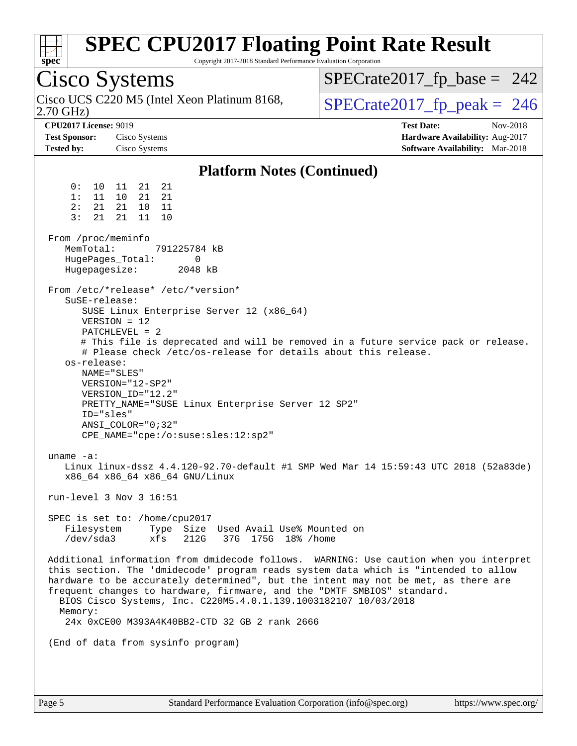# SPEC CPU2017 Floating Point Rate Result

Copyright 2017-2018 Standard Performance Evaluation Corporation

**Cisco Systems**

Cisco UCS C220 M5 (Intel Xeon Platinum 8168, 2.70 GHz)

SPECrate2017_fp_base = 242

SPECrate2017_fp_peak = 246

**CPU2017 License:** 9019
**Test Sponsor:** Cisco Systems
**Tested by:** Cisco Systems

**Test Date:** Nov-2018
**Hardware Availability:** Aug-2017
**Software Availability:** Mar-2018

## Platform Notes (Continued)

```
     0:  10  11  21  21
     1:  11  10  21  21
     2:  21  21  10  11
     3:  21  21  11  10

 From /proc/meminfo
    MemTotal:       791225784 kB
    HugePages_Total:       0
    Hugepagesize:       2048 kB

 From /etc/*release* /etc/*version*
    SuSE-release:
       SUSE Linux Enterprise Server 12 (x86_64)
       VERSION = 12
       PATCHLEVEL = 2
       # This file is deprecated and will be removed in a future service pack or release.
       # Please check /etc/os-release for details about this release.
    os-release:
       NAME="SLES"
       VERSION="12-SP2"
       VERSION_ID="12.2"
       PRETTY_NAME="SUSE Linux Enterprise Server 12 SP2"
       ID="sles"
       ANSI_COLOR="0;32"
       CPE_NAME="cpe:/o:suse:sles:12:sp2"

 uname -a:
    Linux linux-dssz 4.4.120-92.70-default #1 SMP Wed Mar 14 15:59:43 UTC 2018 (52a83de)
    x86_64 x86_64 x86_64 GNU/Linux

 run-level 3 Nov 3 16:51

 SPEC is set to: /home/cpu2017
    Filesystem     Type  Size  Used Avail Use% Mounted on
    /dev/sda3      xfs   212G   37G  175G  18% /home

 Additional information from dmidecode follows.  WARNING: Use caution when you interpret
 this section. The 'dmidecode' program reads system data which is "intended to allow
 hardware to be accurately determined", but the intent may not be met, as there are
 frequent changes to hardware, firmware, and the "DMTF SMBIOS" standard.
   BIOS Cisco Systems, Inc. C220M5.4.0.1.139.1003182107 10/03/2018
   Memory:
    24x 0xCE00 M393A4K40BB2-CTD 32 GB 2 rank 2666

 (End of data from sysinfo program)
```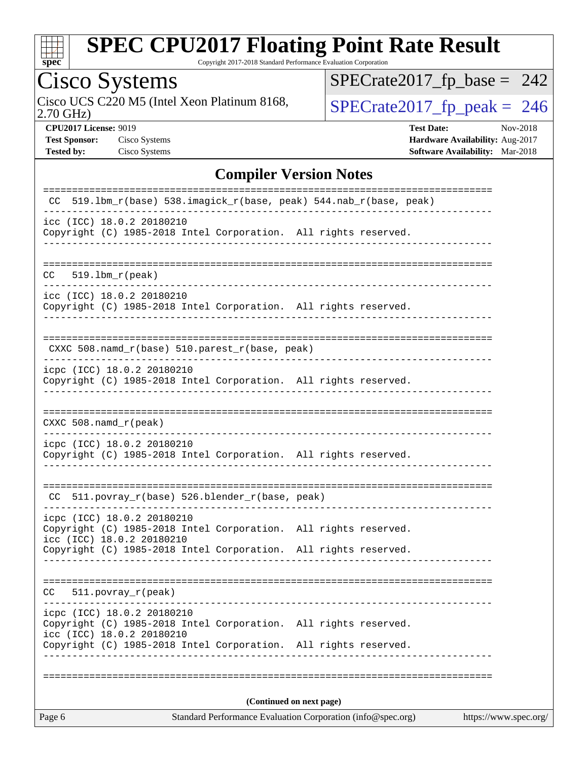# SPEC CPU2017 Floating Point Rate Result

Copyright 2017-2018 Standard Performance Evaluation Corporation

## Cisco Systems

Cisco UCS C220 M5 (Intel Xeon Platinum 8168, 2.70 GHz)

SPECrate2017_fp_base = 242

SPECrate2017_fp_peak = 246

**CPU2017 License:** 9019
**Test Sponsor:** Cisco Systems
**Tested by:** Cisco Systems

**Test Date:** Nov-2018
**Hardware Availability:** Aug-2017
**Software Availability:** Mar-2018

## Compiler Version Notes

```
==============================================================================
 CC  519.lbm_r(base) 538.imagick_r(base, peak) 544.nab_r(base, peak)
------------------------------------------------------------------------------
icc (ICC) 18.0.2 20180210
Copyright (C) 1985-2018 Intel Corporation.  All rights reserved.
------------------------------------------------------------------------------

==============================================================================
CC   519.lbm_r(peak)
------------------------------------------------------------------------------
icc (ICC) 18.0.2 20180210
Copyright (C) 1985-2018 Intel Corporation.  All rights reserved.
------------------------------------------------------------------------------

==============================================================================
 CXXC 508.namd_r(base) 510.parest_r(base, peak)
------------------------------------------------------------------------------
icpc (ICC) 18.0.2 20180210
Copyright (C) 1985-2018 Intel Corporation.  All rights reserved.
------------------------------------------------------------------------------

==============================================================================
CXXC 508.namd_r(peak)
------------------------------------------------------------------------------
icpc (ICC) 18.0.2 20180210
Copyright (C) 1985-2018 Intel Corporation.  All rights reserved.
------------------------------------------------------------------------------

==============================================================================
 CC  511.povray_r(base) 526.blender_r(base, peak)
------------------------------------------------------------------------------
icpc (ICC) 18.0.2 20180210
Copyright (C) 1985-2018 Intel Corporation.  All rights reserved.
icc (ICC) 18.0.2 20180210
Copyright (C) 1985-2018 Intel Corporation.  All rights reserved.
------------------------------------------------------------------------------

==============================================================================
CC   511.povray_r(peak)
------------------------------------------------------------------------------
icpc (ICC) 18.0.2 20180210
Copyright (C) 1985-2018 Intel Corporation.  All rights reserved.
icc (ICC) 18.0.2 20180210
Copyright (C) 1985-2018 Intel Corporation.  All rights reserved.
------------------------------------------------------------------------------

==============================================================================
```

**(Continued on next page)**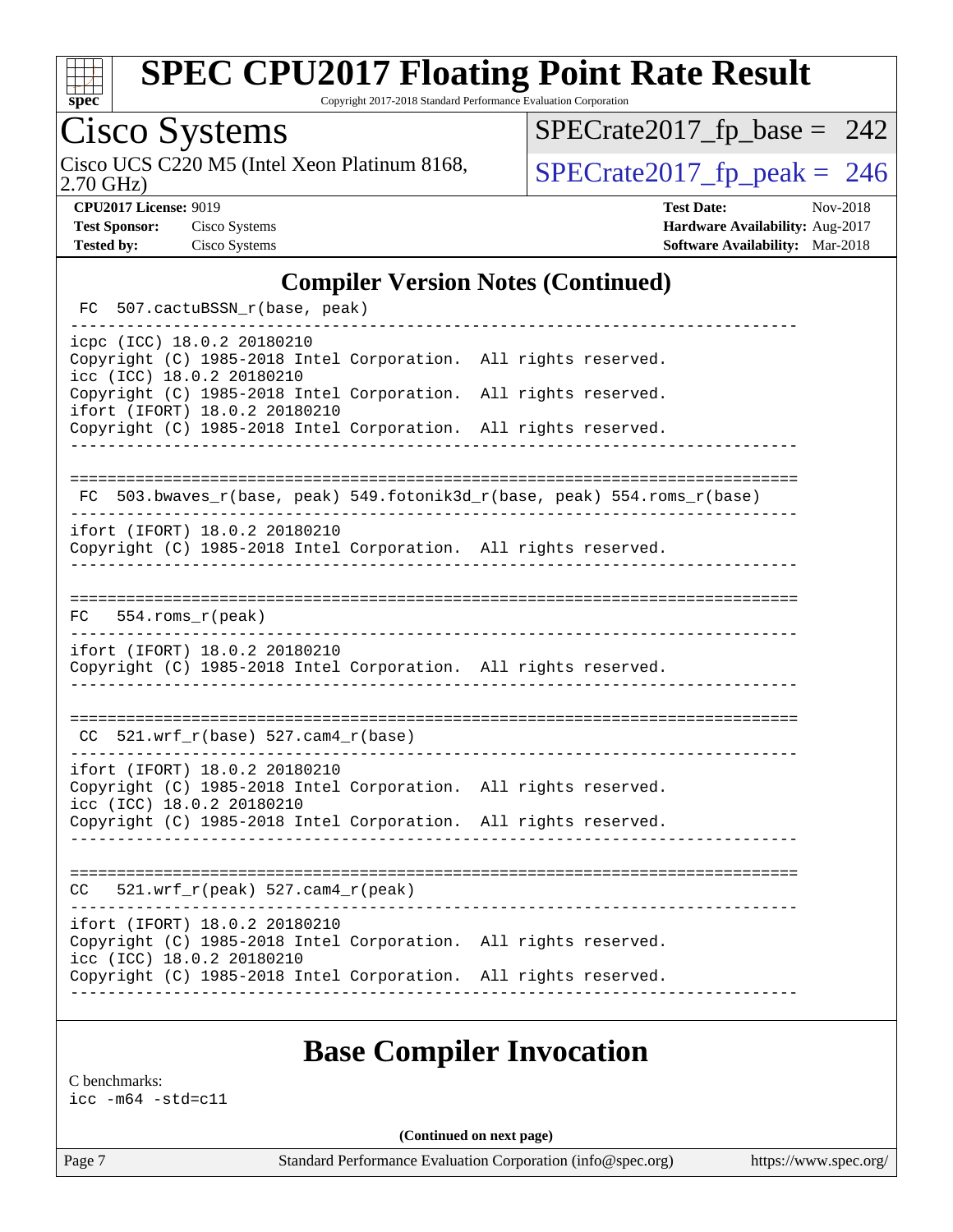## Compiler Version Notes (Continued)

```
 FC  507.cactuBSSN_r(base, peak)
------------------------------------------------------------------------------
icpc (ICC) 18.0.2 20180210
Copyright (C) 1985-2018 Intel Corporation.  All rights reserved.
icc (ICC) 18.0.2 20180210
Copyright (C) 1985-2018 Intel Corporation.  All rights reserved.
ifort (IFORT) 18.0.2 20180210
Copyright (C) 1985-2018 Intel Corporation.  All rights reserved.
------------------------------------------------------------------------------

==============================================================================
 FC  503.bwaves_r(base, peak) 549.fotonik3d_r(base, peak) 554.roms_r(base)
------------------------------------------------------------------------------
ifort (IFORT) 18.0.2 20180210
Copyright (C) 1985-2018 Intel Corporation.  All rights reserved.
------------------------------------------------------------------------------

==============================================================================
 FC   554.roms_r(peak)
------------------------------------------------------------------------------
ifort (IFORT) 18.0.2 20180210
Copyright (C) 1985-2018 Intel Corporation.  All rights reserved.
------------------------------------------------------------------------------

==============================================================================
 CC  521.wrf_r(base) 527.cam4_r(base)
------------------------------------------------------------------------------
ifort (IFORT) 18.0.2 20180210
Copyright (C) 1985-2018 Intel Corporation.  All rights reserved.
icc (ICC) 18.0.2 20180210
Copyright (C) 1985-2018 Intel Corporation.  All rights reserved.
------------------------------------------------------------------------------

==============================================================================
 CC   521.wrf_r(peak) 527.cam4_r(peak)
------------------------------------------------------------------------------
ifort (IFORT) 18.0.2 20180210
Copyright (C) 1985-2018 Intel Corporation.  All rights reserved.
icc (ICC) 18.0.2 20180210
Copyright (C) 1985-2018 Intel Corporation.  All rights reserved.
------------------------------------------------------------------------------
```

## Base Compiler Invocation

C benchmarks:
icc -m64 -std=c11

(Continued on next page)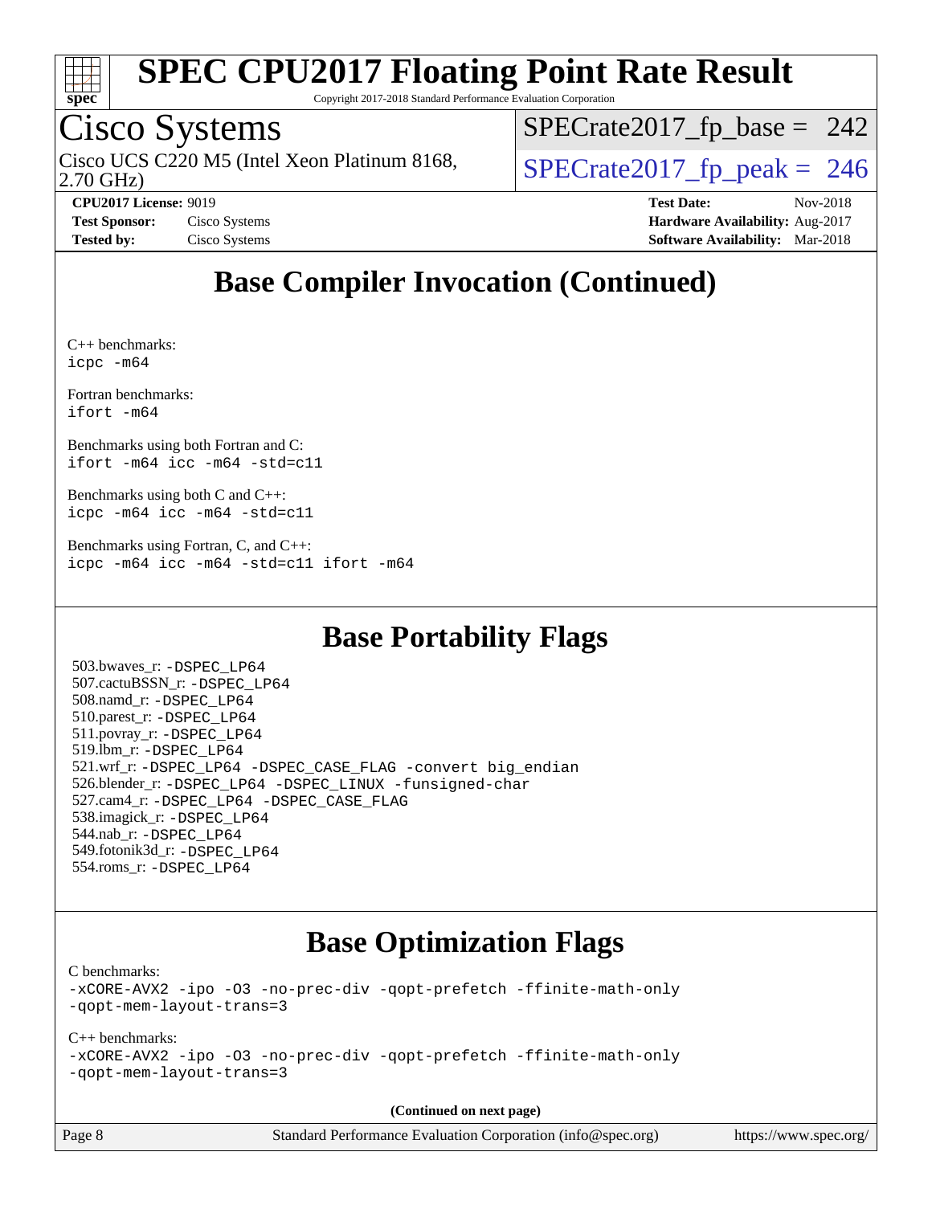## Base Compiler Invocation (Continued)

C++ benchmarks:
`icpc -m64`

Fortran benchmarks:
`ifort -m64`

Benchmarks using both Fortran and C:
`ifort -m64 icc -m64 -std=c11`

Benchmarks using both C and C++:
`icpc -m64 icc -m64 -std=c11`

Benchmarks using Fortran, C, and C++:
`icpc -m64 icc -m64 -std=c11 ifort -m64`

## Base Portability Flags

503.bwaves_r: -DSPEC_LP64
507.cactuBSSN_r: -DSPEC_LP64
508.namd_r: -DSPEC_LP64
510.parest_r: -DSPEC_LP64
511.povray_r: -DSPEC_LP64
519.lbm_r: -DSPEC_LP64
521.wrf_r: -DSPEC_LP64 -DSPEC_CASE_FLAG -convert big_endian
526.blender_r: -DSPEC_LP64 -DSPEC_LINUX -funsigned-char
527.cam4_r: -DSPEC_LP64 -DSPEC_CASE_FLAG
538.imagick_r: -DSPEC_LP64
544.nab_r: -DSPEC_LP64
549.fotonik3d_r: -DSPEC_LP64
554.roms_r: -DSPEC_LP64

## Base Optimization Flags

C benchmarks:
`-xCORE-AVX2 -ipo -O3 -no-prec-div -qopt-prefetch -ffinite-math-only -qopt-mem-layout-trans=3`

C++ benchmarks:
`-xCORE-AVX2 -ipo -O3 -no-prec-div -qopt-prefetch -ffinite-math-only -qopt-mem-layout-trans=3`

**(Continued on next page)**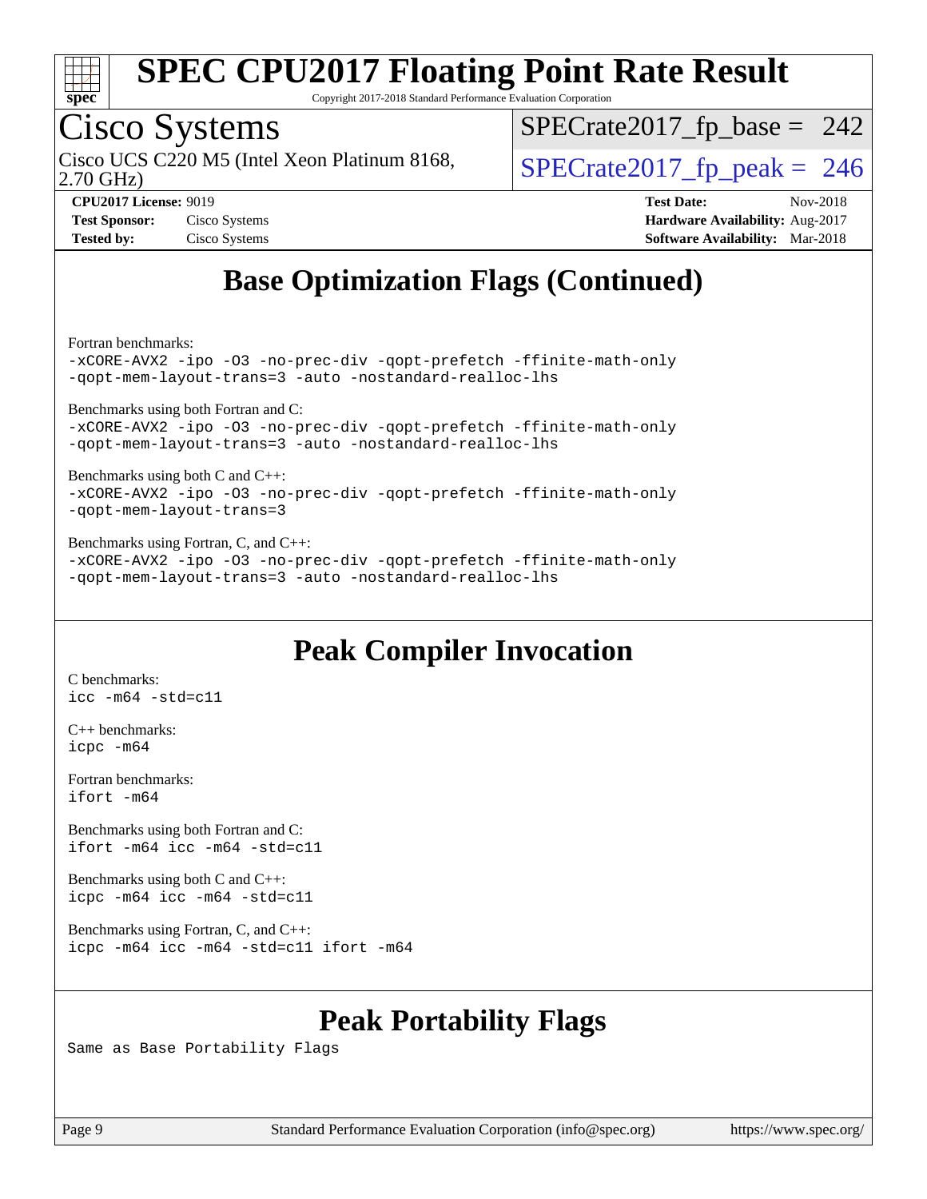## Base Optimization Flags (Continued)

Fortran benchmarks:
```
-xCORE-AVX2 -ipo -O3 -no-prec-div -qopt-prefetch -ffinite-math-only
-qopt-mem-layout-trans=3 -auto -nostandard-realloc-lhs
```

Benchmarks using both Fortran and C:
```
-xCORE-AVX2 -ipo -O3 -no-prec-div -qopt-prefetch -ffinite-math-only
-qopt-mem-layout-trans=3 -auto -nostandard-realloc-lhs
```

Benchmarks using both C and C++:
```
-xCORE-AVX2 -ipo -O3 -no-prec-div -qopt-prefetch -ffinite-math-only
-qopt-mem-layout-trans=3
```

Benchmarks using Fortran, C, and C++:
```
-xCORE-AVX2 -ipo -O3 -no-prec-div -qopt-prefetch -ffinite-math-only
-qopt-mem-layout-trans=3 -auto -nostandard-realloc-lhs
```

## Peak Compiler Invocation

C benchmarks:
```
icc -m64 -std=c11
```

C++ benchmarks:
```
icpc -m64
```

Fortran benchmarks:
```
ifort -m64
```

Benchmarks using both Fortran and C:
```
ifort -m64 icc -m64 -std=c11
```

Benchmarks using both C and C++:
```
icpc -m64 icc -m64 -std=c11
```

Benchmarks using Fortran, C, and C++:
```
icpc -m64 icc -m64 -std=c11 ifort -m64
```

## Peak Portability Flags

Same as Base Portability Flags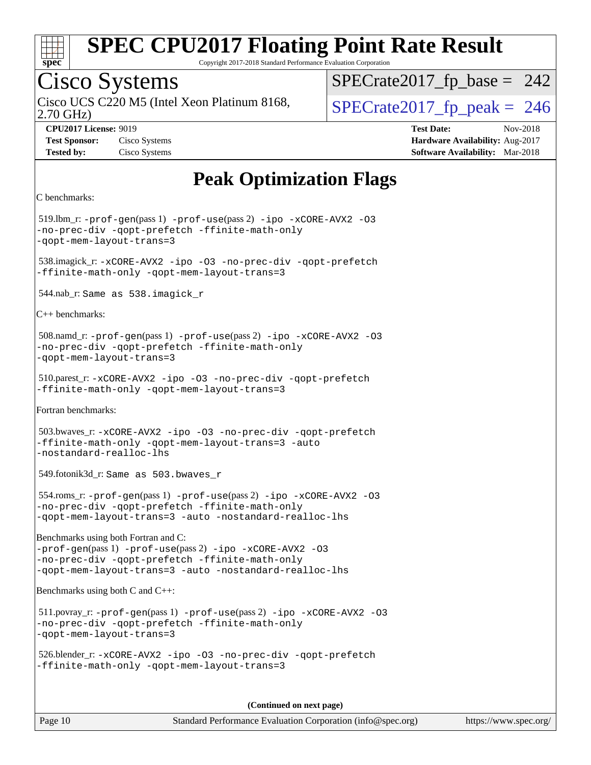# SPEC CPU2017 Floating Point Rate Result

Copyright 2017-2018 Standard Performance Evaluation Corporation

**Cisco Systems**

Cisco UCS C220 M5 (Intel Xeon Platinum 8168, 2.70 GHz)

SPECrate2017_fp_base = 242

SPECrate2017_fp_peak = 246

**CPU2017 License:** 9019
**Test Sponsor:** Cisco Systems
**Tested by:** Cisco Systems

**Test Date:** Nov-2018
**Hardware Availability:** Aug-2017
**Software Availability:** Mar-2018

## Peak Optimization Flags

C benchmarks:

519.lbm_r: `-prof-gen`(pass 1) `-prof-use`(pass 2) `-ipo -xCORE-AVX2 -O3 -no-prec-div -qopt-prefetch -ffinite-math-only -qopt-mem-layout-trans=3`

538.imagick_r: `-xCORE-AVX2 -ipo -O3 -no-prec-div -qopt-prefetch -ffinite-math-only -qopt-mem-layout-trans=3`

544.nab_r: `Same as 538.imagick_r`

C++ benchmarks:

508.namd_r: `-prof-gen`(pass 1) `-prof-use`(pass 2) `-ipo -xCORE-AVX2 -O3 -no-prec-div -qopt-prefetch -ffinite-math-only -qopt-mem-layout-trans=3`

510.parest_r: `-xCORE-AVX2 -ipo -O3 -no-prec-div -qopt-prefetch -ffinite-math-only -qopt-mem-layout-trans=3`

Fortran benchmarks:

503.bwaves_r: `-xCORE-AVX2 -ipo -O3 -no-prec-div -qopt-prefetch -ffinite-math-only -qopt-mem-layout-trans=3 -auto -nostandard-realloc-lhs`

549.fotonik3d_r: `Same as 503.bwaves_r`

554.roms_r: `-prof-gen`(pass 1) `-prof-use`(pass 2) `-ipo -xCORE-AVX2 -O3 -no-prec-div -qopt-prefetch -ffinite-math-only -qopt-mem-layout-trans=3 -auto -nostandard-realloc-lhs`

Benchmarks using both Fortran and C:
`-prof-gen`(pass 1) `-prof-use`(pass 2) `-ipo -xCORE-AVX2 -O3 -no-prec-div -qopt-prefetch -ffinite-math-only -qopt-mem-layout-trans=3 -auto -nostandard-realloc-lhs`

Benchmarks using both C and C++:

511.povray_r: `-prof-gen`(pass 1) `-prof-use`(pass 2) `-ipo -xCORE-AVX2 -O3 -no-prec-div -qopt-prefetch -ffinite-math-only -qopt-mem-layout-trans=3`

526.blender_r: `-xCORE-AVX2 -ipo -O3 -no-prec-div -qopt-prefetch -ffinite-math-only -qopt-mem-layout-trans=3`

**(Continued on next page)**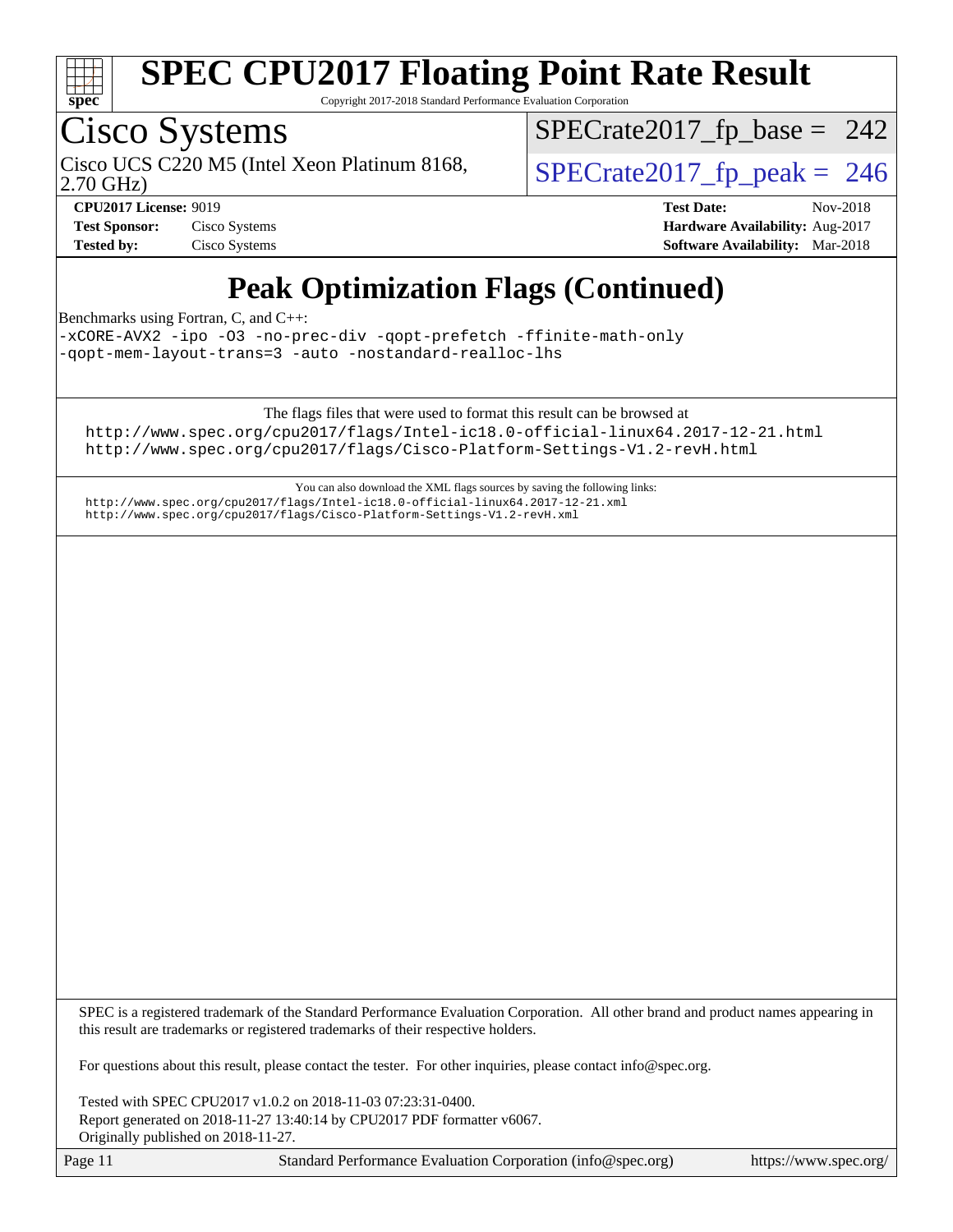# Peak Optimization Flags (Continued)

Benchmarks using Fortran, C, and C++:

```
-xCORE-AVX2 -ipo -O3 -no-prec-div -qopt-prefetch -ffinite-math-only
-qopt-mem-layout-trans=3 -auto -nostandard-realloc-lhs
```

The flags files that were used to format this result can be browsed at

http://www.spec.org/cpu2017/flags/Intel-ic18.0-official-linux64.2017-12-21.html
http://www.spec.org/cpu2017/flags/Cisco-Platform-Settings-V1.2-revH.html

You can also download the XML flags sources by saving the following links:

http://www.spec.org/cpu2017/flags/Intel-ic18.0-official-linux64.2017-12-21.xml
http://www.spec.org/cpu2017/flags/Cisco-Platform-Settings-V1.2-revH.xml

SPEC is a registered trademark of the Standard Performance Evaluation Corporation. All other brand and product names appearing in this result are trademarks or registered trademarks of their respective holders.

For questions about this result, please contact the tester. For other inquiries, please contact info@spec.org.

Tested with SPEC CPU2017 v1.0.2 on 2018-11-03 07:23:31-0400.
Report generated on 2018-11-27 13:40:14 by CPU2017 PDF formatter v6067.
Originally published on 2018-11-27.